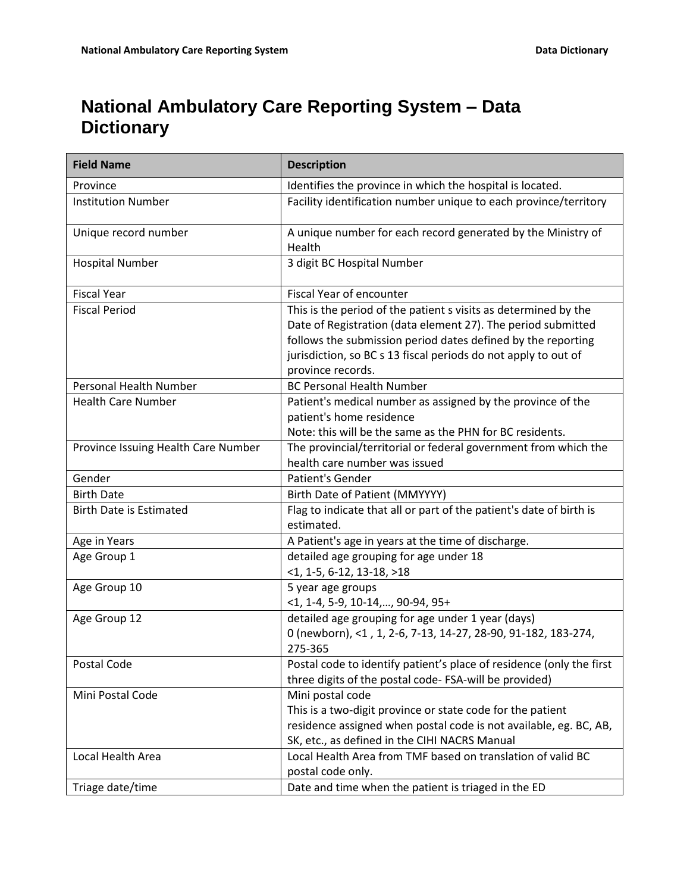# National Ambulatory Care Reporting System – Data Dictionary

| Field Name | Description |
| --- | --- |
| Province | Identifies the province in which the hospital is located. |
| Institution Number | Facility identification number unique to each province/territory |
| Unique record number | A unique number for each record generated by the Ministry of Health |
| Hospital Number | 3 digit BC Hospital Number |
| Fiscal Year | Fiscal Year of encounter |
| Fiscal Period | This is the period of the patient s visits as determined by the Date of Registration (data element 27). The period submitted follows the submission period dates defined by the reporting jurisdiction, so BC s 13 fiscal periods do not apply to out of province records. |
| Personal Health Number | BC Personal Health Number |
| Health Care Number | Patient's medical number as assigned by the province of the patient's home residence<br>Note: this will be the same as the PHN for BC residents. |
| Province Issuing Health Care Number | The provincial/territorial or federal government from which the health care number was issued |
| Gender | Patient's Gender |
| Birth Date | Birth Date of Patient (MMYYYY) |
| Birth Date is Estimated | Flag to indicate that all or part of the patient's date of birth is estimated. |
| Age in Years | A Patient's age in years at the time of discharge. |
| Age Group 1 | detailed age grouping for age under 18<br><1, 1-5, 6-12, 13-18, >18 |
| Age Group 10 | 5 year age groups<br><1, 1-4, 5-9, 10-14,…, 90-94, 95+ |
| Age Group 12 | detailed age grouping for age under 1 year (days)<br>0 (newborn), <1 , 1, 2-6, 7-13, 14-27, 28-90, 91-182, 183-274, 275-365 |
| Postal Code | Postal code to identify patient's place of residence (only the first three digits of the postal code- FSA-will be provided) |
| Mini Postal Code | Mini postal code<br>This is a two-digit province or state code for the patient residence assigned when postal code is not available, eg. BC, AB, SK, etc., as defined in the CIHI NACRS Manual |
| Local Health Area | Local Health Area from TMF based on translation of valid BC postal code only. |
| Triage date/time | Date and time when the patient is triaged in the ED |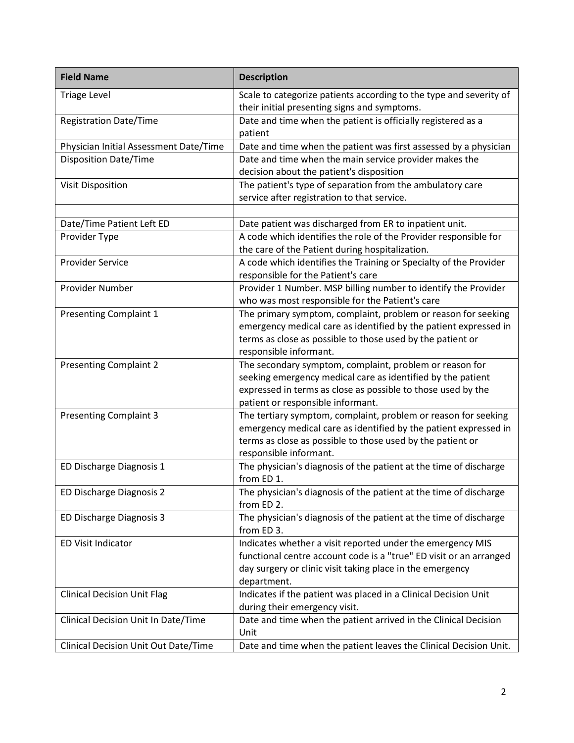| Field Name | Description |
| --- | --- |
| Triage Level | Scale to categorize patients according to the type and severity of their initial presenting signs and symptoms. |
| Registration Date/Time | Date and time when the patient is officially registered as a patient |
| Physician Initial Assessment Date/Time | Date and time when the patient was first assessed by a physician |
| Disposition Date/Time | Date and time when the main service provider makes the decision about the patient's disposition |
| Visit Disposition | The patient's type of separation from the ambulatory care service after registration to that service. |
| | |
| Date/Time Patient Left ED | Date patient was discharged from ER to inpatient unit. |
| Provider Type | A code which identifies the role of the Provider responsible for the care of the Patient during hospitalization. |
| Provider Service | A code which identifies the Training or Specialty of the Provider responsible for the Patient's care |
| Provider Number | Provider 1 Number. MSP billing number to identify the Provider who was most responsible for the Patient's care |
| Presenting Complaint 1 | The primary symptom, complaint, problem or reason for seeking emergency medical care as identified by the patient expressed in terms as close as possible to those used by the patient or responsible informant. |
| Presenting Complaint 2 | The secondary symptom, complaint, problem or reason for seeking emergency medical care as identified by the patient expressed in terms as close as possible to those used by the patient or responsible informant. |
| Presenting Complaint 3 | The tertiary symptom, complaint, problem or reason for seeking emergency medical care as identified by the patient expressed in terms as close as possible to those used by the patient or responsible informant. |
| ED Discharge Diagnosis 1 | The physician's diagnosis of the patient at the time of discharge from ED 1. |
| ED Discharge Diagnosis 2 | The physician's diagnosis of the patient at the time of discharge from ED 2. |
| ED Discharge Diagnosis 3 | The physician's diagnosis of the patient at the time of discharge from ED 3. |
| ED Visit Indicator | Indicates whether a visit reported under the emergency MIS functional centre account code is a "true" ED visit or an arranged day surgery or clinic visit taking place in the emergency department. |
| Clinical Decision Unit Flag | Indicates if the patient was placed in a Clinical Decision Unit during their emergency visit. |
| Clinical Decision Unit In Date/Time | Date and time when the patient arrived in the Clinical Decision Unit |
| Clinical Decision Unit Out Date/Time | Date and time when the patient leaves the Clinical Decision Unit. |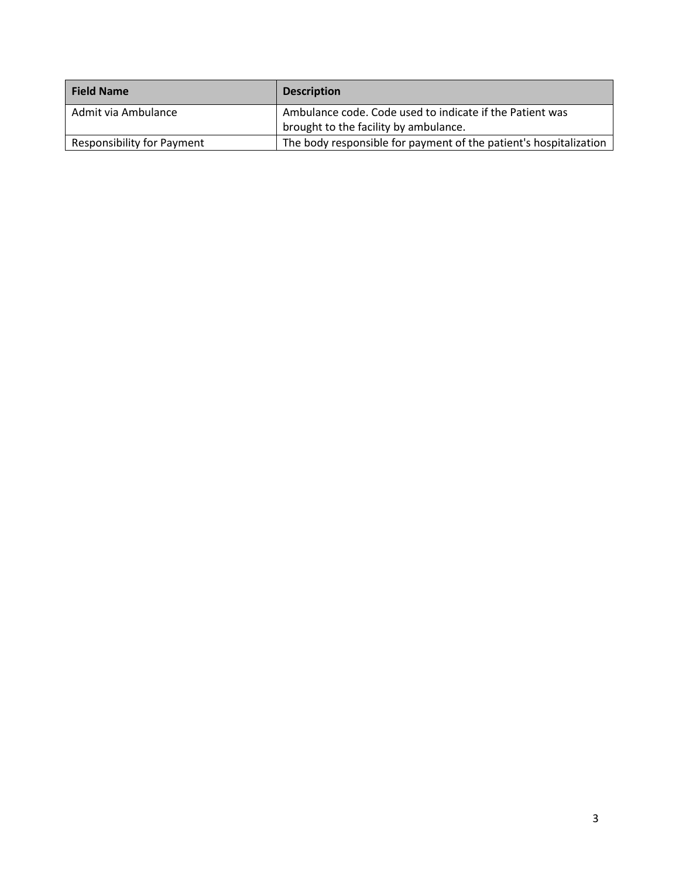| Field Name | Description |
| --- | --- |
| Admit via Ambulance | Ambulance code. Code used to indicate if the Patient was brought to the facility by ambulance. |
| Responsibility for Payment | The body responsible for payment of the patient's hospitalization |